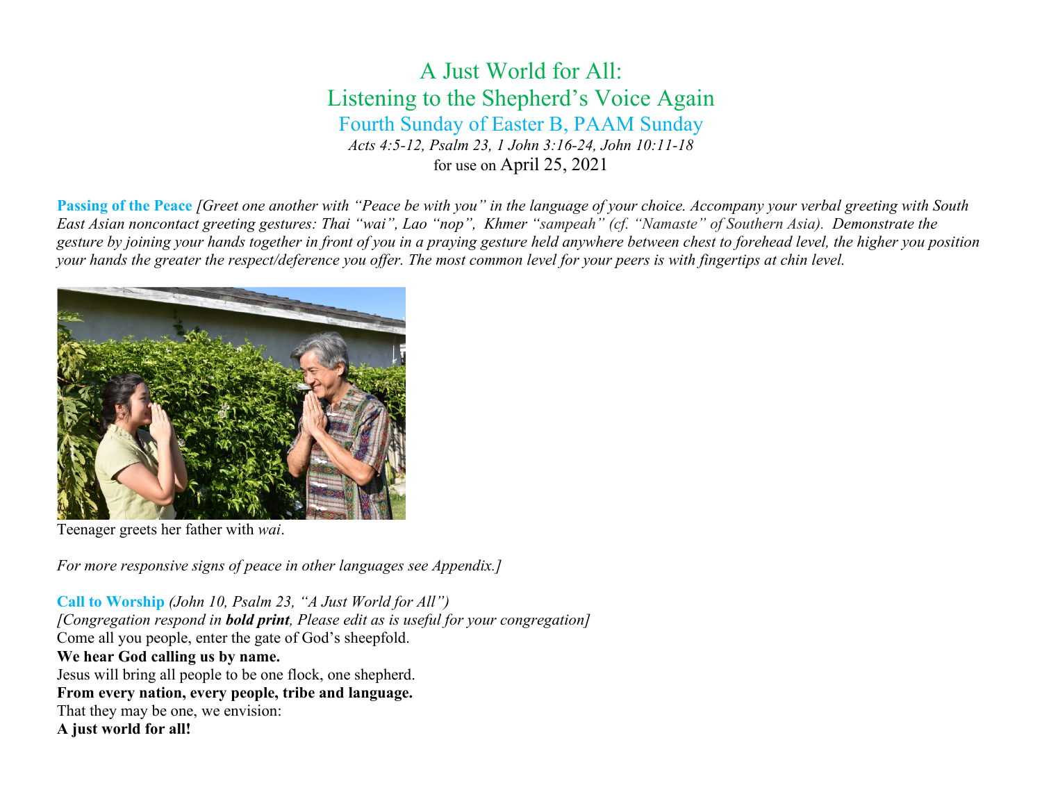# A Just World for All:
# Listening to the Shepherd's Voice Again
## Fourth Sunday of Easter B, PAAM Sunday

*Acts 4:5-12, Psalm 23, 1 John 3:16-24, John 10:11-18*

for use on April 25, 2021

**Passing of the Peace** *[Greet one another with "Peace be with you" in the language of your choice. Accompany your verbal greeting with South East Asian noncontact greeting gestures: Thai "wai", Lao "nop", Khmer "sampeah" (cf. "Namaste" of Southern Asia). Demonstrate the gesture by joining your hands together in front of you in a praying gesture held anywhere between chest to forehead level, the higher you position your hands the greater the respect/deference you offer. The most common level for your peers is with fingertips at chin level.*

Teenager greets her father with *wai*.

*For more responsive signs of peace in other languages see Appendix.]*

**Call to Worship** *(John 10, Psalm 23, "A Just World for All")*

*[Congregation respond in* ***bold print****, Please edit as is useful for your congregation]*

Come all you people, enter the gate of God's sheepfold.

**We hear God calling us by name.**

Jesus will bring all people to be one flock, one shepherd.

**From every nation, every people, tribe and language.**

That they may be one, we envision:

**A just world for all!**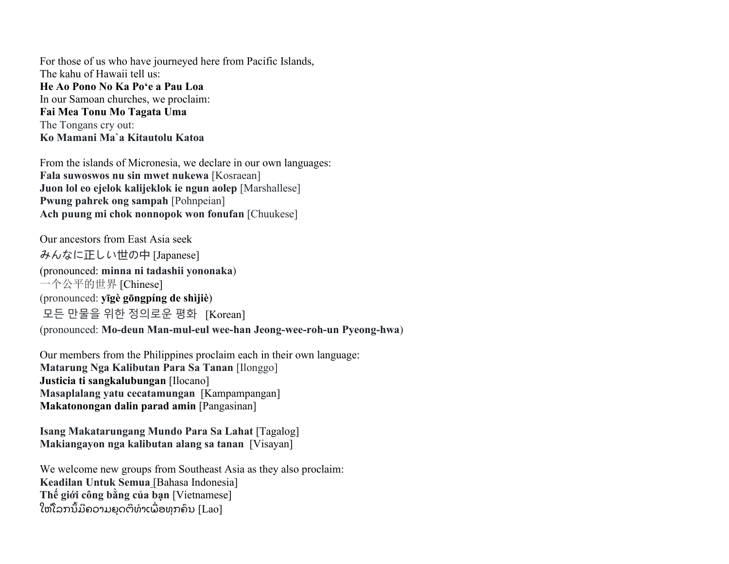For those of us who have journeyed here from Pacific Islands,
The kahu of Hawaii tell us:
**He Ao Pono No Ka Po'e a Pau Loa**
In our Samoan churches, we proclaim:
**Fai Mea Tonu Mo Tagata Uma**
The Tongans cry out:
**Ko Mamani Ma`a Kitautolu Katoa**

From the islands of Micronesia, we declare in our own languages:
**Fala suwoswos nu sin mwet nukewa** [Kosraean]
**Juon lol eo ejelok kalijeklok ie ngun aolep** [Marshallese]
**Pwung pahrek ong sampah** [Pohnpeian]
**Ach puung mi chok nonnopok won fonufan** [Chuukese]

Our ancestors from East Asia seek
みんなに正しい世の中 [Japanese]
(pronounced: **minna ni tadashii yononaka**)
一个公平的世界 [Chinese]
(pronounced: **yīgè gōngpíng de shìjiè**)
모든 만물을 위한 정의로운 평화 [Korean]
(pronounced: **Mo-deun Man-mul-eul wee-han Jeong-wee-roh-un Pyeong-hwa**)

Our members from the Philippines proclaim each in their own language:
**Matarung Nga Kalibutan Para Sa Tanan** [Ilonggo]
**Justicia ti sangkalubungan** [Ilocano]
**Masaplalang yatu cecatamungan** [Kampampangan]
**Makatonongan dalin parad amin** [Pangasinan]

**Isang Makatarungang Mundo Para Sa Lahat** [Tagalog]
**Makiangayon nga kalibutan alang sa tanan** [Visayan]

We welcome new groups from Southeast Asia as they also proclaim:
**Keadilan Untuk Semua** [Bahasa Indonesia]
**Thế giới công bằng của bạn** [Vietnamese]
ໃຫ້ໂລກນີ້ມີຄວາມຍຸດຕິທຳເພື່ອທຸກຄົນ [Lao]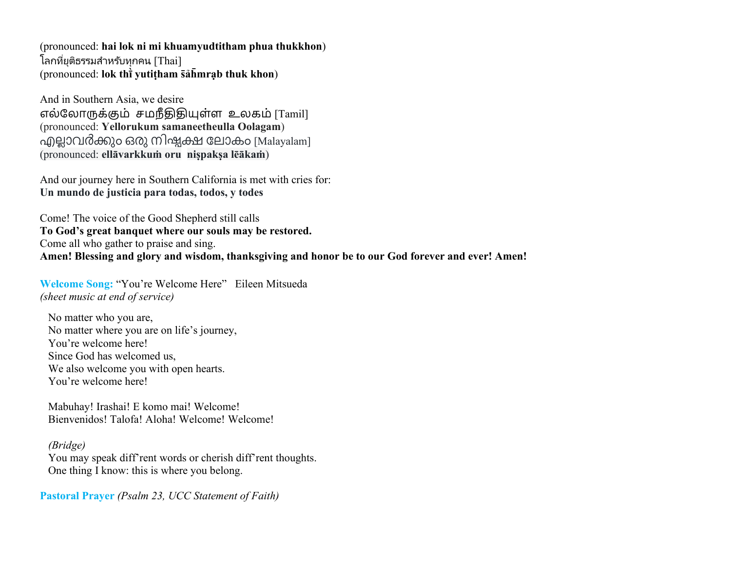(pronounced: **hai lok ni mi khuamyudtitham phua thukkhon**)
โลกที่ยุติธรรมสำหรับทุกคน [Thai]
(pronounced: **lok thī̀ yutiṭham s̄ảh̄mrạb thuk khon**)

And in Southern Asia, we desire
எல்லோருக்கும் சமநீதிதியுள்ள உலகம் [Tamil]
(pronounced: **Yellorukum samaneetheulla Oolagam**)
എല്ലാവർക്കും ഒരു നിഷ്പക്ഷ ലോകം [Malayalam]
(pronounced: **ellāvarkkuṁ oru niṣpakṣa lēākaṁ**)

And our journey here in Southern California is met with cries for:
**Un mundo de justicia para todas, todos, y todes**

Come! The voice of the Good Shepherd still calls
**To God's great banquet where our souls may be restored.**
Come all who gather to praise and sing.
**Amen! Blessing and glory and wisdom, thanksgiving and honor be to our God forever and ever! Amen!**

**Welcome Song:** "You're Welcome Here" Eileen Mitsueda
*(sheet music at end of service)*

No matter who you are,
No matter where you are on life's journey,
You're welcome here!
Since God has welcomed us,
We also welcome you with open hearts.
You're welcome here!

Mabuhay! Irashai! E komo mai! Welcome!
Bienvenidos! Talofa! Aloha! Welcome! Welcome!

*(Bridge)*
You may speak diff'rent words or cherish diff'rent thoughts.
One thing I know: this is where you belong.

**Pastoral Prayer** *(Psalm 23, UCC Statement of Faith)*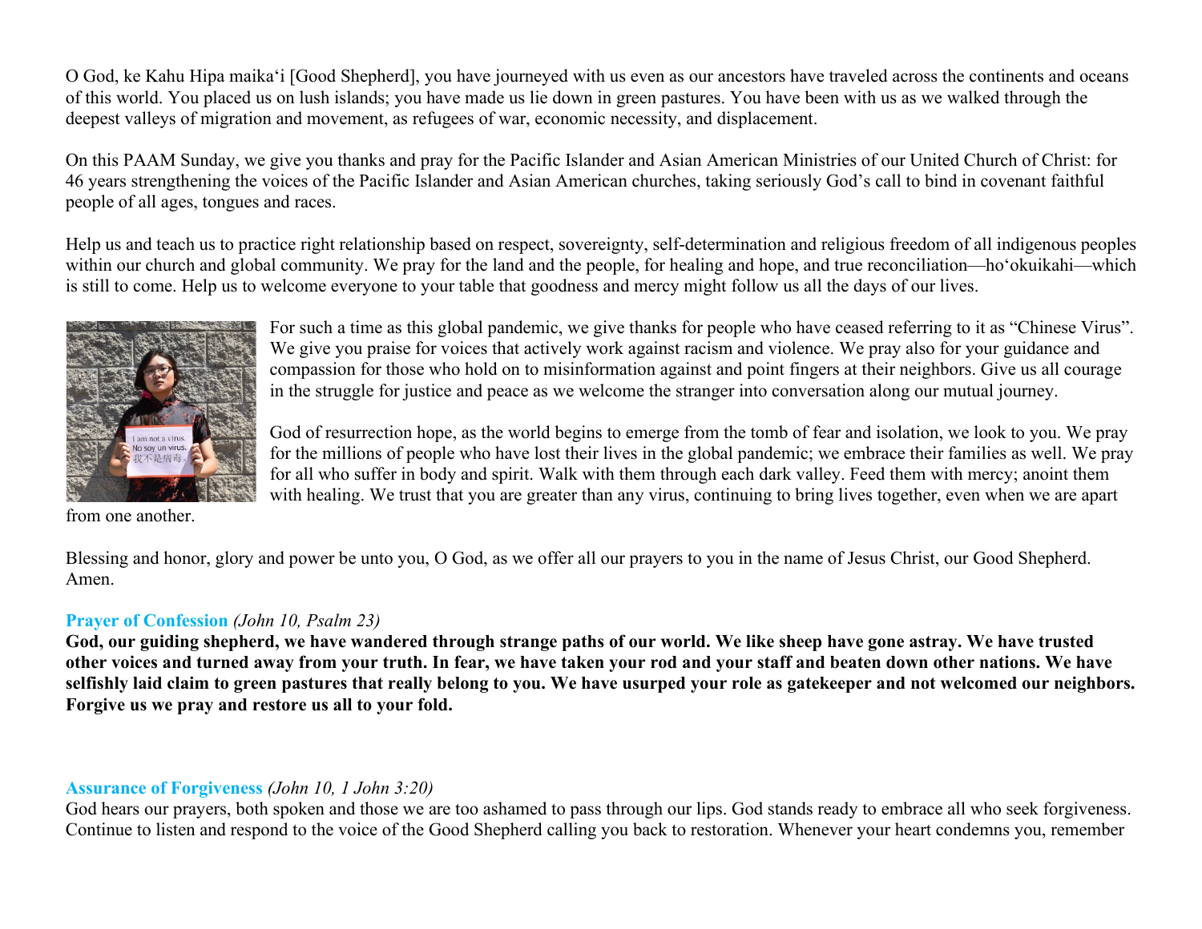O God, ke Kahu Hipa maikaʻi [Good Shepherd], you have journeyed with us even as our ancestors have traveled across the continents and oceans of this world. You placed us on lush islands; you have made us lie down in green pastures. You have been with us as we walked through the deepest valleys of migration and movement, as refugees of war, economic necessity, and displacement.

On this PAAM Sunday, we give you thanks and pray for the Pacific Islander and Asian American Ministries of our United Church of Christ: for 46 years strengthening the voices of the Pacific Islander and Asian American churches, taking seriously God's call to bind in covenant faithful people of all ages, tongues and races.

Help us and teach us to practice right relationship based on respect, sovereignty, self-determination and religious freedom of all indigenous peoples within our church and global community. We pray for the land and the people, for healing and hope, and true reconciliation—hoʻokuikahi—which is still to come. Help us to welcome everyone to your table that goodness and mercy might follow us all the days of our lives.

For such a time as this global pandemic, we give thanks for people who have ceased referring to it as "Chinese Virus". We give you praise for voices that actively work against racism and violence. We pray also for your guidance and compassion for those who hold on to misinformation against and point fingers at their neighbors. Give us all courage in the struggle for justice and peace as we welcome the stranger into conversation along our mutual journey.

God of resurrection hope, as the world begins to emerge from the tomb of fear and isolation, we look to you. We pray for the millions of people who have lost their lives in the global pandemic; we embrace their families as well. We pray for all who suffer in body and spirit. Walk with them through each dark valley. Feed them with mercy; anoint them with healing. We trust that you are greater than any virus, continuing to bring lives together, even when we are apart from one another.

Blessing and honor, glory and power be unto you, O God, as we offer all our prayers to you in the name of Jesus Christ, our Good Shepherd. Amen.

### Prayer of Confession *(John 10, Psalm 23)*

**God, our guiding shepherd, we have wandered through strange paths of our world. We like sheep have gone astray. We have trusted other voices and turned away from your truth. In fear, we have taken your rod and your staff and beaten down other nations. We have selfishly laid claim to green pastures that really belong to you. We have usurped your role as gatekeeper and not welcomed our neighbors. Forgive us we pray and restore us all to your fold.**

### Assurance of Forgiveness *(John 10, 1 John 3:20)*

God hears our prayers, both spoken and those we are too ashamed to pass through our lips. God stands ready to embrace all who seek forgiveness. Continue to listen and respond to the voice of the Good Shepherd calling you back to restoration. Whenever your heart condemns you, remember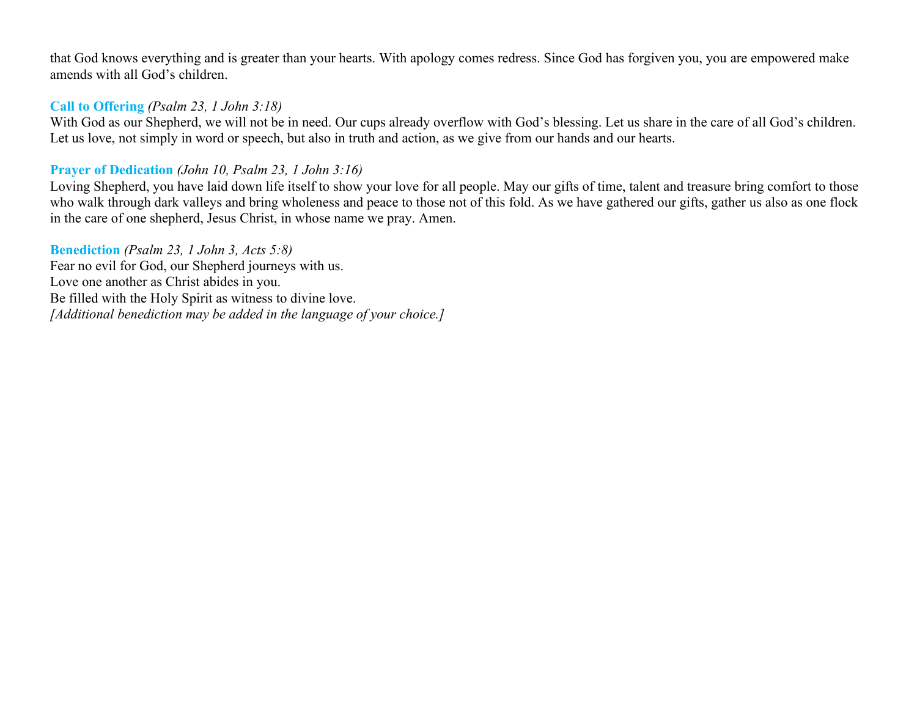that God knows everything and is greater than your hearts. With apology comes redress. Since God has forgiven you, you are empowered make amends with all God's children.

**Call to Offering** *(Psalm 23, 1 John 3:18)*
With God as our Shepherd, we will not be in need. Our cups already overflow with God's blessing. Let us share in the care of all God's children. Let us love, not simply in word or speech, but also in truth and action, as we give from our hands and our hearts.

**Prayer of Dedication** *(John 10, Psalm 23, 1 John 3:16)*
Loving Shepherd, you have laid down life itself to show your love for all people. May our gifts of time, talent and treasure bring comfort to those who walk through dark valleys and bring wholeness and peace to those not of this fold. As we have gathered our gifts, gather us also as one flock in the care of one shepherd, Jesus Christ, in whose name we pray. Amen.

**Benediction** *(Psalm 23, 1 John 3, Acts 5:8)*
Fear no evil for God, our Shepherd journeys with us.
Love one another as Christ abides in you.
Be filled with the Holy Spirit as witness to divine love.
*[Additional benediction may be added in the language of your choice.]*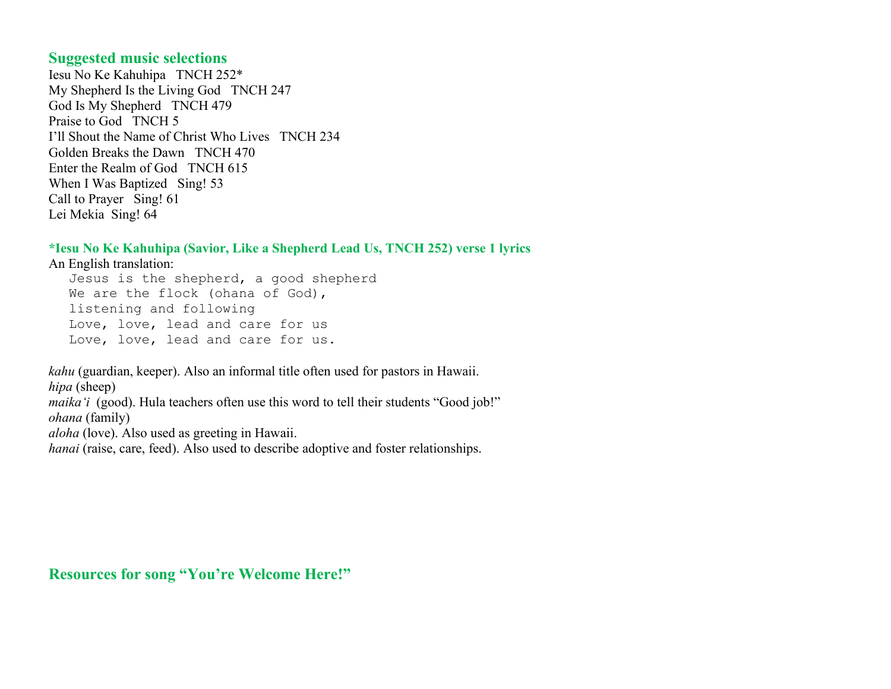## Suggested music selections

Iesu No Ke Kahuhipa   TNCH 252*
My Shepherd Is the Living God   TNCH 247
God Is My Shepherd   TNCH 479
Praise to God   TNCH 5
I'll Shout the Name of Christ Who Lives   TNCH 234
Golden Breaks the Dawn   TNCH 470
Enter the Realm of God   TNCH 615
When I Was Baptized   Sing! 53
Call to Prayer   Sing! 61
Lei Mekia  Sing! 64

### *Iesu No Ke Kahuhipa (Savior, Like a Shepherd Lead Us, TNCH 252) verse 1 lyrics

An English translation:

```
Jesus is the shepherd, a good shepherd
We are the flock (ohana of God),
listening and following
Love, love, lead and care for us
Love, love, lead and care for us.
```

*kahu* (guardian, keeper). Also an informal title often used for pastors in Hawaii.
*hipa* (sheep)
*maikaʻi* (good). Hula teachers often use this word to tell their students "Good job!"
*ohana* (family)
*aloha* (love). Also used as greeting in Hawaii.
*hanai* (raise, care, feed). Also used to describe adoptive and foster relationships.

## Resources for song "You're Welcome Here!"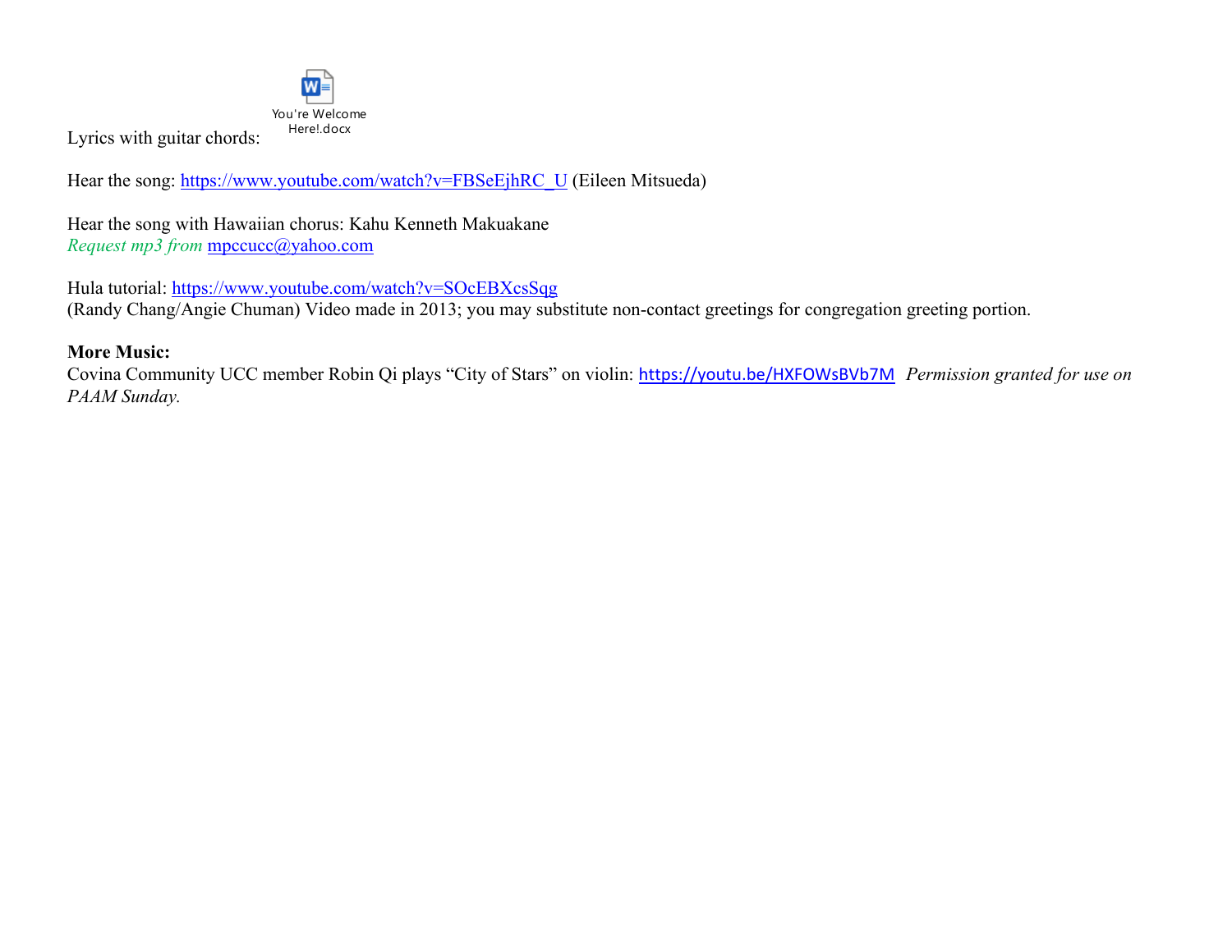Lyrics with guitar chords: You're Welcome Here!.docx

Hear the song: https://www.youtube.com/watch?v=FBSeEjhRC_U (Eileen Mitsueda)

Hear the song with Hawaiian chorus: Kahu Kenneth Makuakane
*Request mp3 from* mpccucc@yahoo.com

Hula tutorial: https://www.youtube.com/watch?v=SOcEBXcsSqg
(Randy Chang/Angie Chuman) Video made in 2013; you may substitute non-contact greetings for congregation greeting portion.

**More Music:**
Covina Community UCC member Robin Qi plays "City of Stars" on violin: https://youtu.be/HXFOWsBVb7M *Permission granted for use on PAAM Sunday.*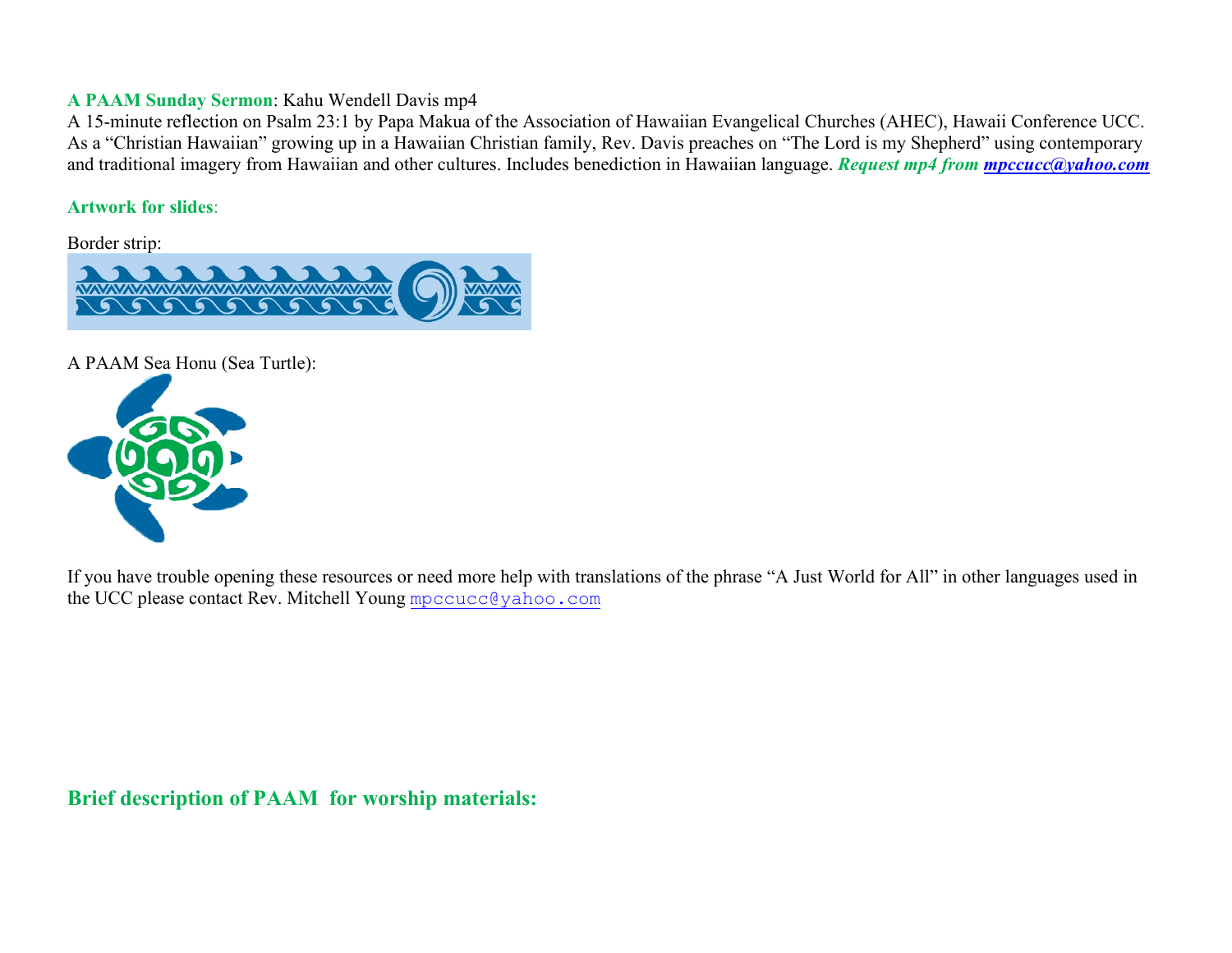**A PAAM Sunday Sermon**: Kahu Wendell Davis mp4
A 15-minute reflection on Psalm 23:1 by Papa Makua of the Association of Hawaiian Evangelical Churches (AHEC), Hawaii Conference UCC. As a "Christian Hawaiian" growing up in a Hawaiian Christian family, Rev. Davis preaches on "The Lord is my Shepherd" using contemporary and traditional imagery from Hawaiian and other cultures. Includes benediction in Hawaiian language. ***Request mp4 from mpccucc@yahoo.com***

**Artwork for slides**:

Border strip:

A PAAM Sea Honu (Sea Turtle):

If you have trouble opening these resources or need more help with translations of the phrase "A Just World for All" in other languages used in the UCC please contact Rev. Mitchell Young mpccucc@yahoo.com

## Brief description of PAAM for worship materials: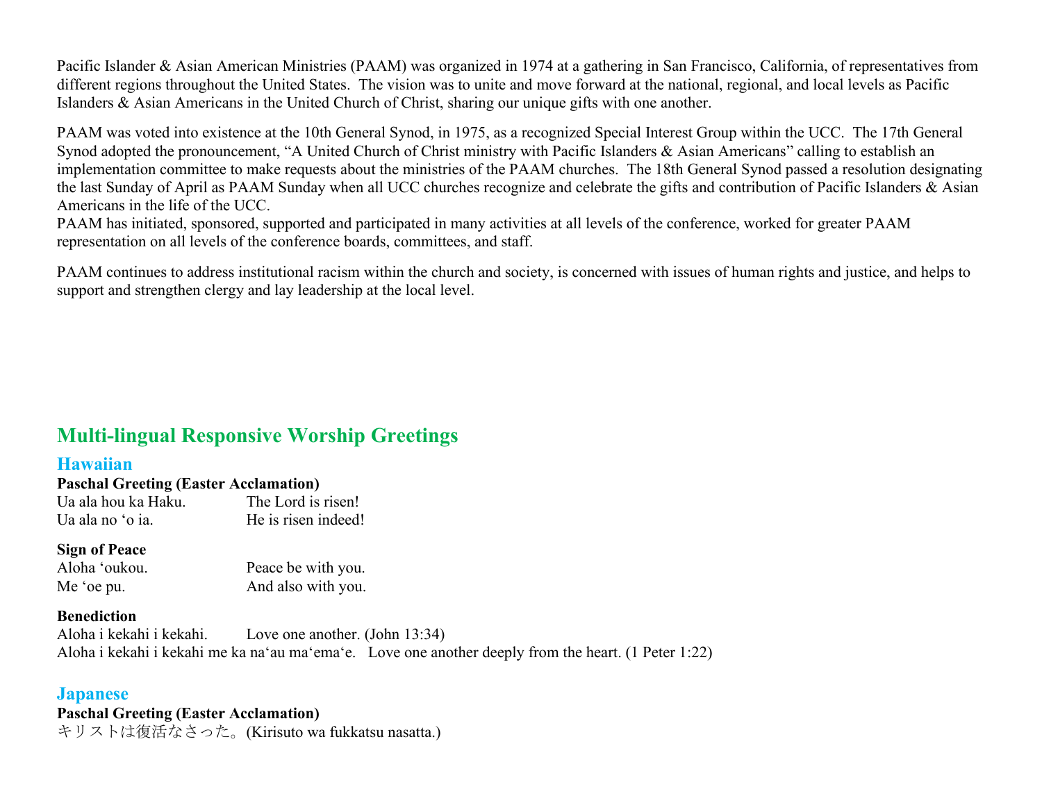Pacific Islander & Asian American Ministries (PAAM) was organized in 1974 at a gathering in San Francisco, California, of representatives from different regions throughout the United States. The vision was to unite and move forward at the national, regional, and local levels as Pacific Islanders & Asian Americans in the United Church of Christ, sharing our unique gifts with one another.

PAAM was voted into existence at the 10th General Synod, in 1975, as a recognized Special Interest Group within the UCC. The 17th General Synod adopted the pronouncement, "A United Church of Christ ministry with Pacific Islanders & Asian Americans" calling to establish an implementation committee to make requests about the ministries of the PAAM churches. The 18th General Synod passed a resolution designating the last Sunday of April as PAAM Sunday when all UCC churches recognize and celebrate the gifts and contribution of Pacific Islanders & Asian Americans in the life of the UCC.
PAAM has initiated, sponsored, supported and participated in many activities at all levels of the conference, worked for greater PAAM representation on all levels of the conference boards, committees, and staff.

PAAM continues to address institutional racism within the church and society, is concerned with issues of human rights and justice, and helps to support and strengthen clergy and lay leadership at the local level.

## Multi-lingual Responsive Worship Greetings

### Hawaiian

**Paschal Greeting (Easter Acclamation)**

Ua ala hou ka Haku. The Lord is risen!
Ua ala no ʻo ia. He is risen indeed!

**Sign of Peace**

Aloha ʻoukou. Peace be with you.
Me ʻoe pu. And also with you.

**Benediction**

Aloha i kekahi i kekahi. Love one another. (John 13:34)
Aloha i kekahi i kekahi me ka naʻau maʻemaʻe. Love one another deeply from the heart. (1 Peter 1:22)

### Japanese

**Paschal Greeting (Easter Acclamation)**

キリストは復活なさった。(Kirisuto wa fukkatsu nasatta.)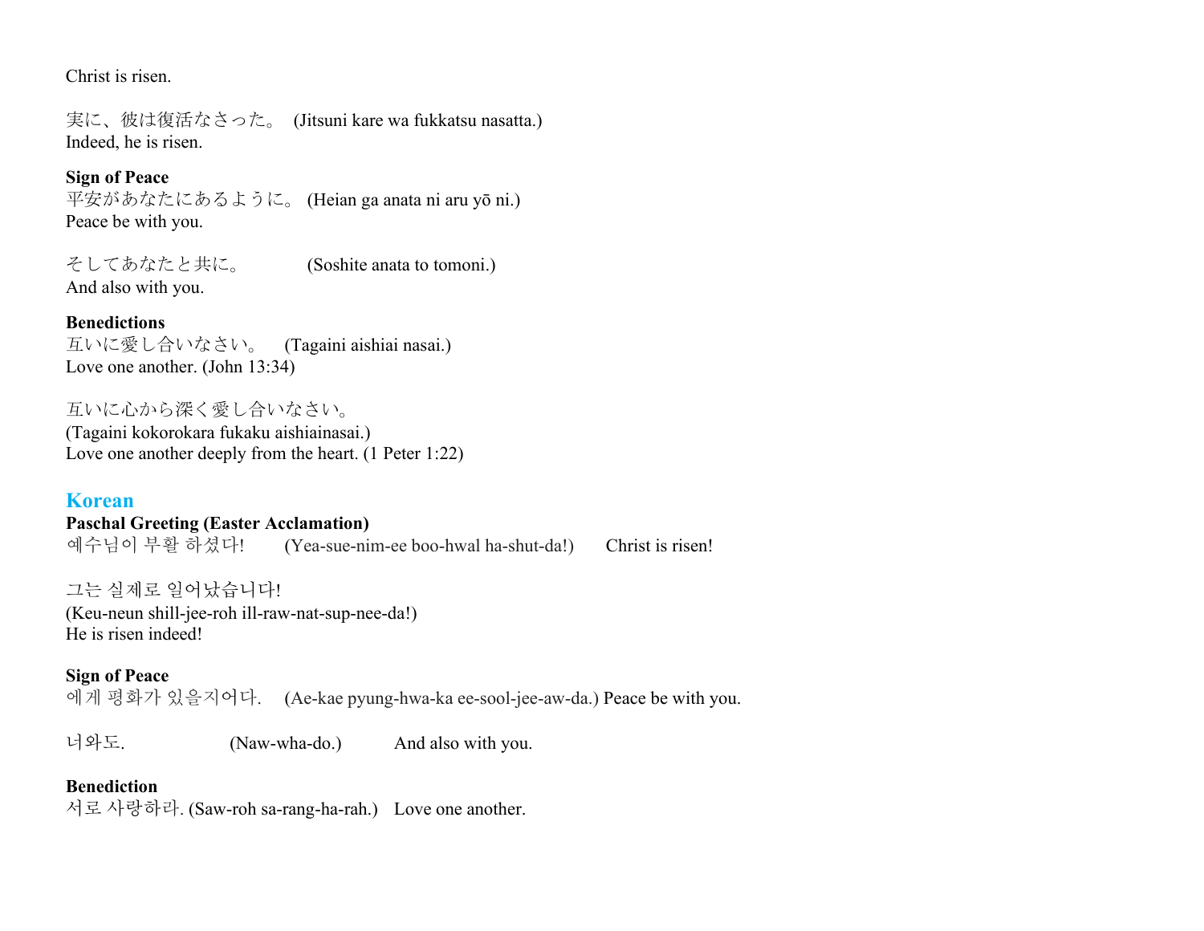Christ is risen.

実に、彼は復活なさった。 (Jitsuni kare wa fukkatsu nasatta.)
Indeed, he is risen.

**Sign of Peace**
平安があなたにあるように。 (Heian ga anata ni aru yō ni.)
Peace be with you.

そしてあなたと共に。 (Soshite anata to tomoni.)
And also with you.

**Benedictions**
互いに愛し合いなさい。 (Tagaini aishiai nasai.)
Love one another. (John 13:34)

互いに心から深く愛し合いなさい。
(Tagaini kokorokara fukaku aishiainasai.)
Love one another deeply from the heart. (1 Peter 1:22)

## Korean

**Paschal Greeting (Easter Acclamation)**
예수님이 부활 하셨다! (Yea-sue-nim-ee boo-hwal ha-shut-da!) Christ is risen!

그는 실제로 일어났습니다!
(Keu-neun shill-jee-roh ill-raw-nat-sup-nee-da!)
He is risen indeed!

**Sign of Peace**
에게 평화가 있을지어다. (Ae-kae pyung-hwa-ka ee-sool-jee-aw-da.) Peace be with you.

너와도. (Naw-wha-do.) And also with you.

**Benediction**
서로 사랑하라. (Saw-roh sa-rang-ha-rah.) Love one another.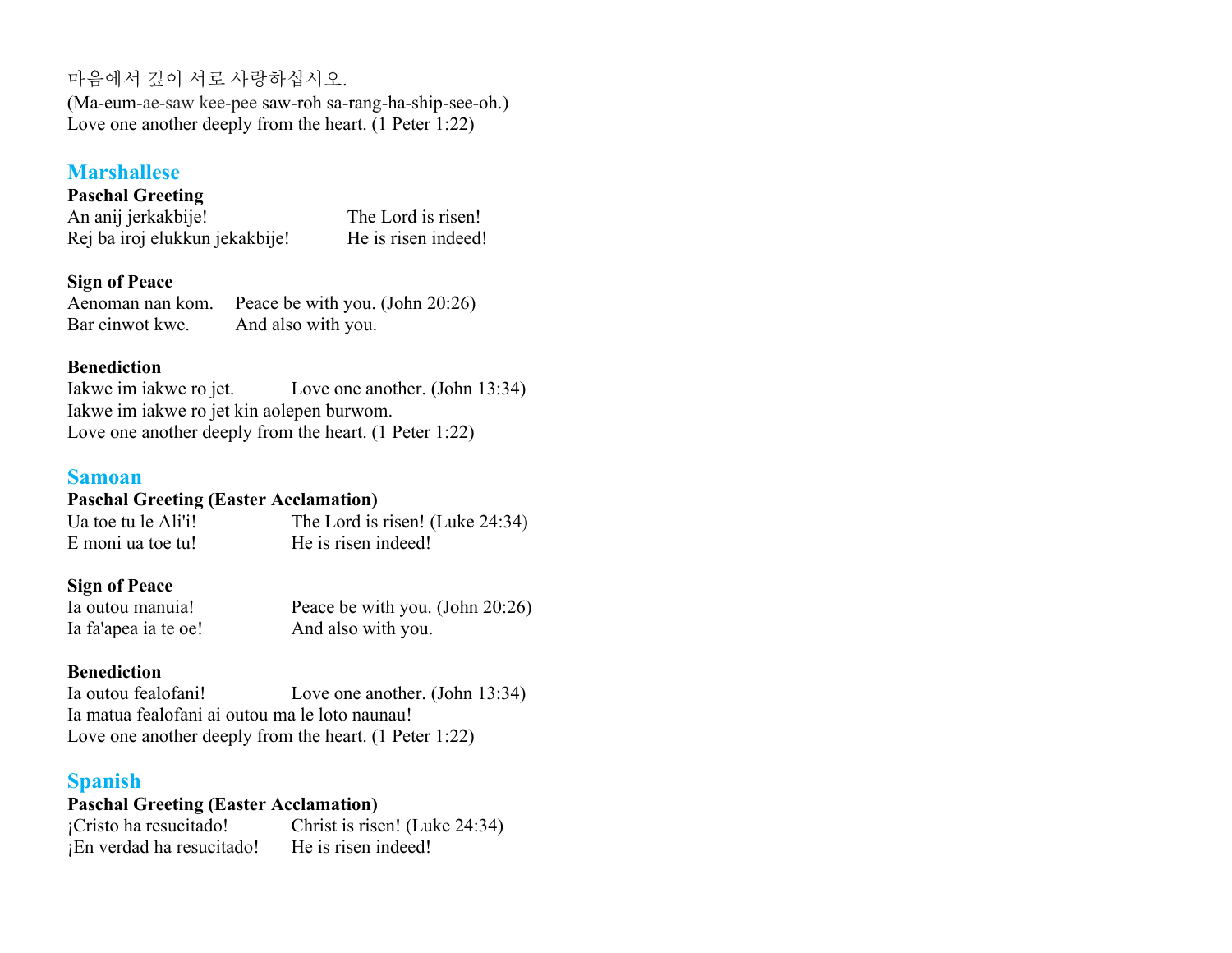마음에서 깊이 서로 사랑하십시오.
(Ma-eum-ae-saw kee-pee saw-roh sa-rang-ha-ship-see-oh.)
Love one another deeply from the heart. (1 Peter 1:22)

## Marshallese

**Paschal Greeting**

An anij jerkakbije! The Lord is risen!
Rej ba iroj elukkun jekakbije! He is risen indeed!

**Sign of Peace**

Aenoman nan kom. Peace be with you. (John 20:26)
Bar einwot kwe. And also with you.

**Benediction**

Iakwe im iakwe ro jet. Love one another. (John 13:34)
Iakwe im iakwe ro jet kin aolepen burwom.
Love one another deeply from the heart. (1 Peter 1:22)

## Samoan

**Paschal Greeting (Easter Acclamation)**

Ua toe tu le Ali'i! The Lord is risen! (Luke 24:34)
E moni ua toe tu! He is risen indeed!

**Sign of Peace**

Ia outou manuia! Peace be with you. (John 20:26)
Ia fa'apea ia te oe! And also with you.

**Benediction**

Ia outou fealofani! Love one another. (John 13:34)
Ia matua fealofani ai outou ma le loto naunau!
Love one another deeply from the heart. (1 Peter 1:22)

## Spanish

**Paschal Greeting (Easter Acclamation)**

¡Cristo ha resucitado! Christ is risen! (Luke 24:34)
¡En verdad ha resucitado! He is risen indeed!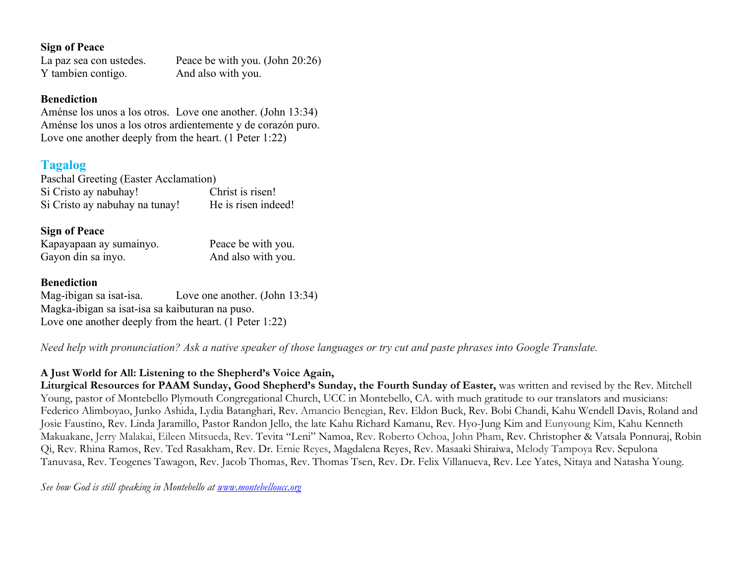**Sign of Peace**

La paz sea con ustedes.    Peace be with you. (John 20:26)
Y tambien contigo.    And also with you.

**Benediction**

Aménse los unos a los otros.  Love one another. (John 13:34)
Aménse los unos a los otros ardientemente y de corazón puro.
Love one another deeply from the heart. (1 Peter 1:22)

## Tagalog

Paschal Greeting (Easter Acclamation)
Si Cristo ay nabuhay!    Christ is risen!
Si Cristo ay nabuhay na tunay!    He is risen indeed!

**Sign of Peace**

Kapayapaan ay sumainyo.    Peace be with you.
Gayon din sa inyo.    And also with you.

**Benediction**

Mag-ibigan sa isat-isa.    Love one another. (John 13:34)
Magka-ibigan sa isat-isa sa kaibuturan na puso.
Love one another deeply from the heart. (1 Peter 1:22)

*Need help with pronunciation? Ask a native speaker of those languages or try cut and paste phrases into Google Translate.*

**A Just World for All: Listening to the Shepherd's Voice Again,**
**Liturgical Resources for PAAM Sunday, Good Shepherd's Sunday, the Fourth Sunday of Easter,** was written and revised by the Rev. Mitchell Young, pastor of Montebello Plymouth Congregational Church, UCC in Montebello, CA. with much gratitude to our translators and musicians: Federico Alimboyao, Junko Ashida, Lydia Batanghari, Rev. Amancio Benegian, Rev. Eldon Buck, Rev. Bobi Chandi, Kahu Wendell Davis, Roland and Josie Faustino, Rev. Linda Jaramillo, Pastor Randon Jello, the late Kahu Richard Kamanu, Rev. Hyo-Jung Kim and Eunyoung Kim, Kahu Kenneth Makuakane, Jerry Malakai, Eileen Mitsueda, Rev. Tevita "Leni" Namoa, Rev. Roberto Ochoa, John Pham, Rev. Christopher & Vatsala Ponnuraj, Robin Qi, Rev. Rhina Ramos, Rev. Ted Rasakham, Rev. Dr. Ernie Reyes, Magdalena Reyes, Rev. Masaaki Shiraiwa, Melody Tampoya Rev. Sepulona Tanuvasa, Rev. Teogenes Tawagon, Rev. Jacob Thomas, Rev. Thomas Tsen, Rev. Dr. Felix Villanueva, Rev. Lee Yates, Nitaya and Natasha Young.

*See how God is still speaking in Montebello at [www.montebelloucc.org](http://www.montebelloucc.org)*